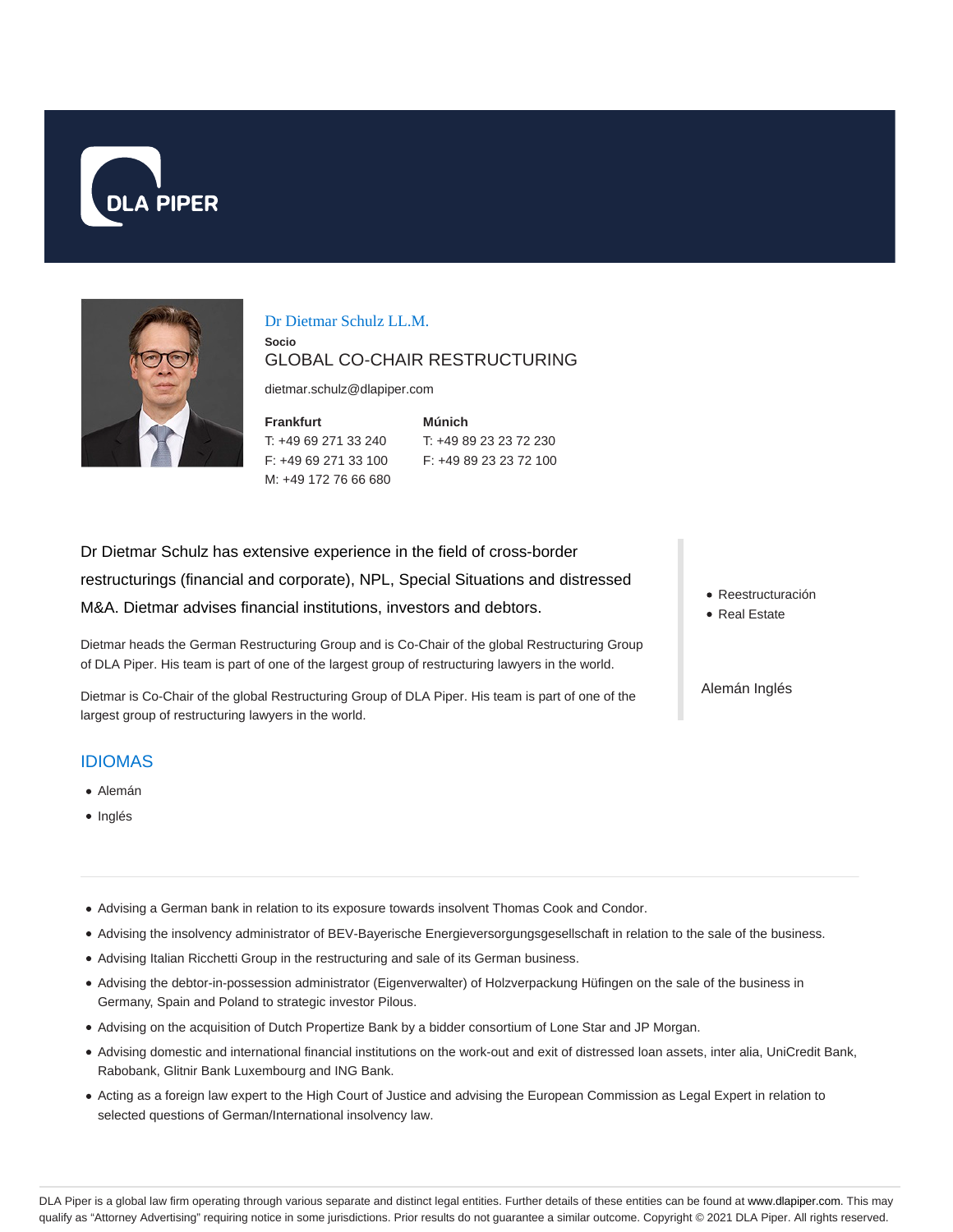DLA PIPER

# Dr Dietmar Schulz LL.M.

**Socio**

GLOBAL CO-CHAIR RESTRUCTURING

dietmar.schulz@dlapiper.com

**Frankfurt**
T: +49 69 271 33 240
F: +49 69 271 33 100
M: +49 172 76 66 680

**Múnich**
T: +49 89 23 23 72 230
F: +49 89 23 23 72 100

Dr Dietmar Schulz has extensive experience in the field of cross-border restructurings (financial and corporate), NPL, Special Situations and distressed M&A. Dietmar advises financial institutions, investors and debtors.

Dietmar heads the German Restructuring Group and is Co-Chair of the global Restructuring Group of DLA Piper. His team is part of one of the largest group of restructuring lawyers in the world.

Dietmar is Co-Chair of the global Restructuring Group of DLA Piper. His team is part of one of the largest group of restructuring lawyers in the world.

- Reestructuración
- Real Estate

Alemán Inglés

## IDIOMAS

- Alemán
- Inglés

---

- Advising a German bank in relation to its exposure towards insolvent Thomas Cook and Condor.
- Advising the insolvency administrator of BEV-Bayerische Energieversorgungsgesellschaft in relation to the sale of the business.
- Advising Italian Ricchetti Group in the restructuring and sale of its German business.
- Advising the debtor-in-possession administrator (Eigenverwalter) of Holzverpackung Hüfingen on the sale of the business in Germany, Spain and Poland to strategic investor Pilous.
- Advising on the acquisition of Dutch Propertize Bank by a bidder consortium of Lone Star and JP Morgan.
- Advising domestic and international financial institutions on the work-out and exit of distressed loan assets, inter alia, UniCredit Bank, Rabobank, Glitnir Bank Luxembourg and ING Bank.
- Acting as a foreign law expert to the High Court of Justice and advising the European Commission as Legal Expert in relation to selected questions of German/International insolvency law.

DLA Piper is a global law firm operating through various separate and distinct legal entities. Further details of these entities can be found at www.dlapiper.com. This may qualify as "Attorney Advertising" requiring notice in some jurisdictions. Prior results do not guarantee a similar outcome. Copyright © 2021 DLA Piper. All rights reserved.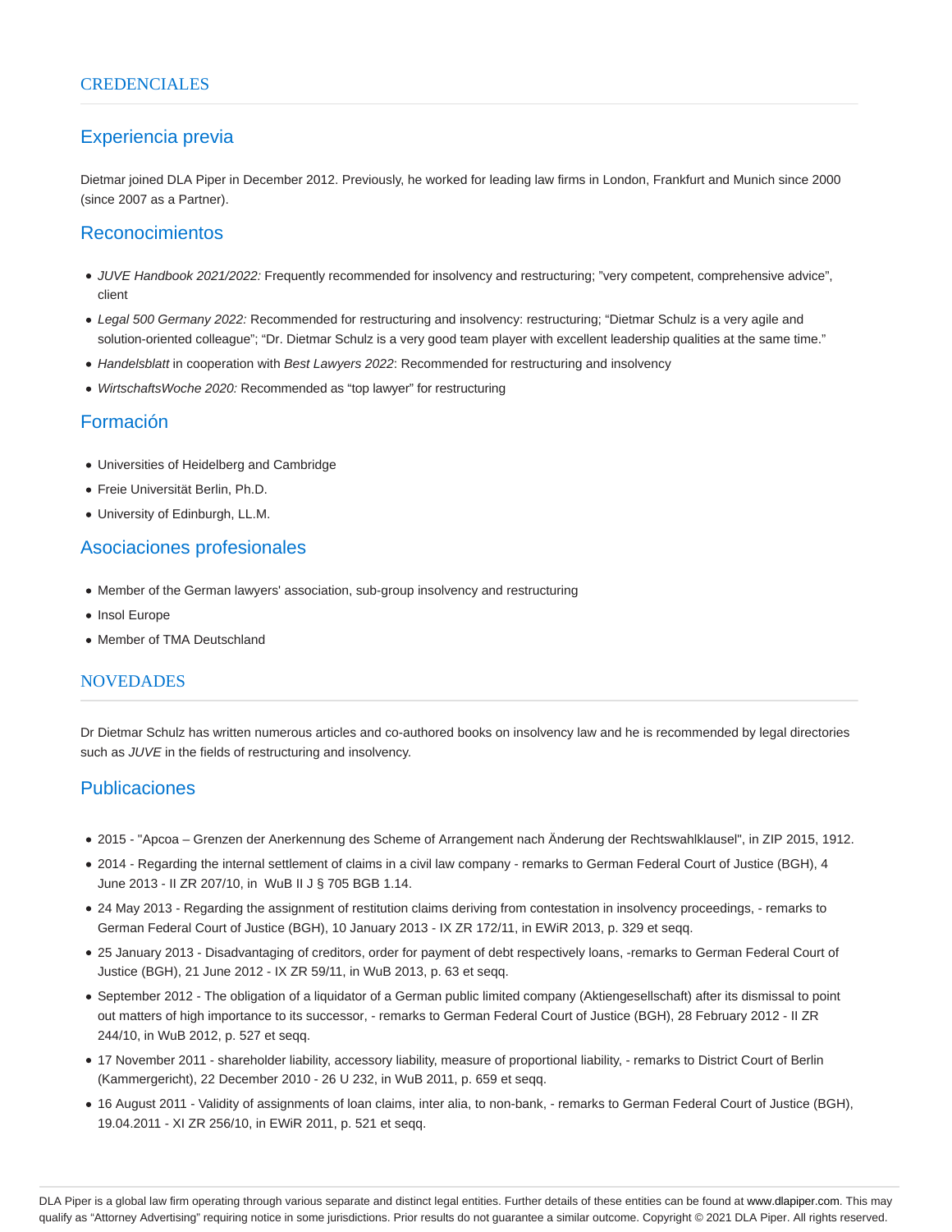## CREDENCIALES

### Experiencia previa

Dietmar joined DLA Piper in December 2012. Previously, he worked for leading law firms in London, Frankfurt and Munich since 2000 (since 2007 as a Partner).

### Reconocimientos

- *JUVE Handbook 2021/2022:* Frequently recommended for insolvency and restructuring; "very competent, comprehensive advice", client
- *Legal 500 Germany 2022:* Recommended for restructuring and insolvency: restructuring; "Dietmar Schulz is a very agile and solution-oriented colleague"; "Dr. Dietmar Schulz is a very good team player with excellent leadership qualities at the same time."
- *Handelsblatt* in cooperation with *Best Lawyers 2022*: Recommended for restructuring and insolvency
- *WirtschaftsWoche 2020:* Recommended as "top lawyer" for restructuring

### Formación

- Universities of Heidelberg and Cambridge
- Freie Universität Berlin, Ph.D.
- University of Edinburgh, LL.M.

### Asociaciones profesionales

- Member of the German lawyers' association, sub-group insolvency and restructuring
- Insol Europe
- Member of TMA Deutschland

## NOVEDADES

Dr Dietmar Schulz has written numerous articles and co-authored books on insolvency law and he is recommended by legal directories such as *JUVE* in the fields of restructuring and insolvency.

### Publicaciones

- 2015 - "Apcoa – Grenzen der Anerkennung des Scheme of Arrangement nach Änderung der Rechtswahlklausel", in ZIP 2015, 1912.
- 2014 - Regarding the internal settlement of claims in a civil law company - remarks to German Federal Court of Justice (BGH), 4 June 2013 - II ZR 207/10, in WuB II J § 705 BGB 1.14.
- 24 May 2013 - Regarding the assignment of restitution claims deriving from contestation in insolvency proceedings, - remarks to German Federal Court of Justice (BGH), 10 January 2013 - IX ZR 172/11, in EWiR 2013, p. 329 et seqq.
- 25 January 2013 - Disadvantaging of creditors, order for payment of debt respectively loans, -remarks to German Federal Court of Justice (BGH), 21 June 2012 - IX ZR 59/11, in WuB 2013, p. 63 et seqq.
- September 2012 - The obligation of a liquidator of a German public limited company (Aktiengesellschaft) after its dismissal to point out matters of high importance to its successor, - remarks to German Federal Court of Justice (BGH), 28 February 2012 - II ZR 244/10, in WuB 2012, p. 527 et seqq.
- 17 November 2011 - shareholder liability, accessory liability, measure of proportional liability, - remarks to District Court of Berlin (Kammergericht), 22 December 2010 - 26 U 232, in WuB 2011, p. 659 et seqq.
- 16 August 2011 - Validity of assignments of loan claims, inter alia, to non-bank, - remarks to German Federal Court of Justice (BGH), 19.04.2011 - XI ZR 256/10, in EWiR 2011, p. 521 et seqq.

DLA Piper is a global law firm operating through various separate and distinct legal entities. Further details of these entities can be found at www.dlapiper.com. This may qualify as "Attorney Advertising" requiring notice in some jurisdictions. Prior results do not guarantee a similar outcome. Copyright © 2021 DLA Piper. All rights reserved.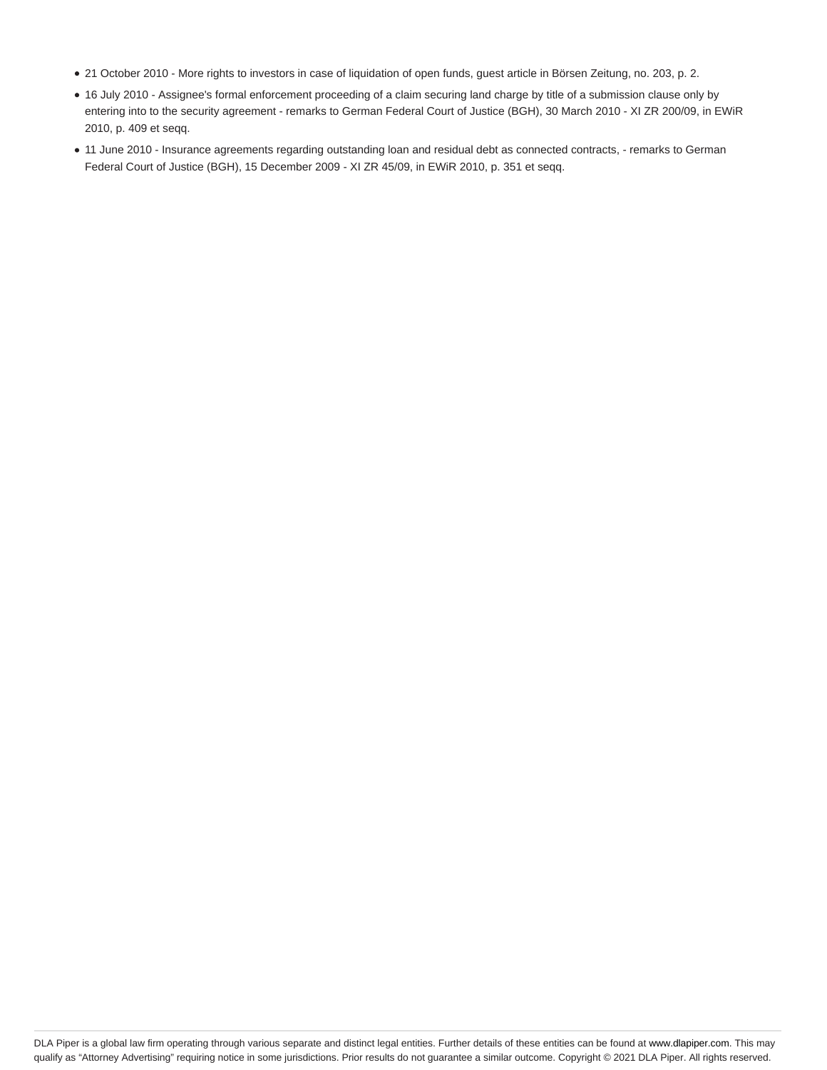- 21 October 2010 - More rights to investors in case of liquidation of open funds, guest article in Börsen Zeitung, no. 203, p. 2.
- 16 July 2010 - Assignee's formal enforcement proceeding of a claim securing land charge by title of a submission clause only by entering into to the security agreement - remarks to German Federal Court of Justice (BGH), 30 March 2010 - XI ZR 200/09, in EWiR 2010, p. 409 et seqq.
- 11 June 2010 - Insurance agreements regarding outstanding loan and residual debt as connected contracts, - remarks to German Federal Court of Justice (BGH), 15 December 2009 - XI ZR 45/09, in EWiR 2010, p. 351 et seqq.